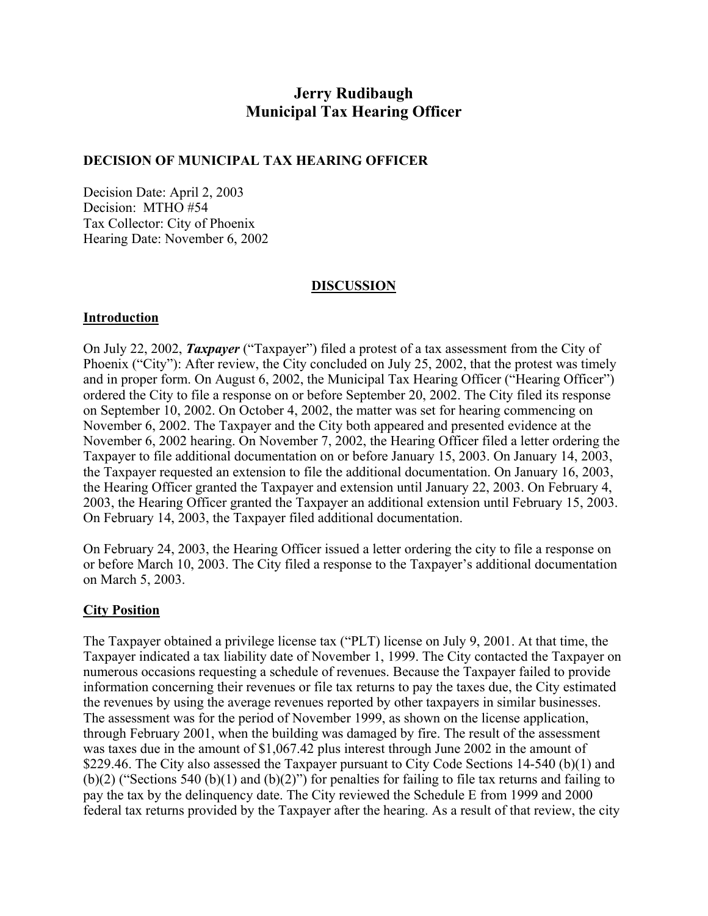# Jerry Rudibaugh
# Municipal Tax Hearing Officer

**DECISION OF MUNICIPAL TAX HEARING OFFICER**

Decision Date: April 2, 2003
Decision: MTHO #54
Tax Collector: City of Phoenix
Hearing Date: November 6, 2002

## DISCUSSION

### Introduction

On July 22, 2002, ***Taxpayer*** ("Taxpayer") filed a protest of a tax assessment from the City of Phoenix ("City"): After review, the City concluded on July 25, 2002, that the protest was timely and in proper form. On August 6, 2002, the Municipal Tax Hearing Officer ("Hearing Officer") ordered the City to file a response on or before September 20, 2002. The City filed its response on September 10, 2002. On October 4, 2002, the matter was set for hearing commencing on November 6, 2002. The Taxpayer and the City both appeared and presented evidence at the November 6, 2002 hearing. On November 7, 2002, the Hearing Officer filed a letter ordering the Taxpayer to file additional documentation on or before January 15, 2003. On January 14, 2003, the Taxpayer requested an extension to file the additional documentation. On January 16, 2003, the Hearing Officer granted the Taxpayer and extension until January 22, 2003. On February 4, 2003, the Hearing Officer granted the Taxpayer an additional extension until February 15, 2003. On February 14, 2003, the Taxpayer filed additional documentation.

On February 24, 2003, the Hearing Officer issued a letter ordering the city to file a response on or before March 10, 2003. The City filed a response to the Taxpayer's additional documentation on March 5, 2003.

### City Position

The Taxpayer obtained a privilege license tax ("PLT) license on July 9, 2001. At that time, the Taxpayer indicated a tax liability date of November 1, 1999. The City contacted the Taxpayer on numerous occasions requesting a schedule of revenues. Because the Taxpayer failed to provide information concerning their revenues or file tax returns to pay the taxes due, the City estimated the revenues by using the average revenues reported by other taxpayers in similar businesses. The assessment was for the period of November 1999, as shown on the license application, through February 2001, when the building was damaged by fire. The result of the assessment was taxes due in the amount of $1,067.42 plus interest through June 2002 in the amount of $229.46. The City also assessed the Taxpayer pursuant to City Code Sections 14-540 (b)(1) and (b)(2) ("Sections 540 (b)(1) and (b)(2)") for penalties for failing to file tax returns and failing to pay the tax by the delinquency date. The City reviewed the Schedule E from 1999 and 2000 federal tax returns provided by the Taxpayer after the hearing. As a result of that review, the city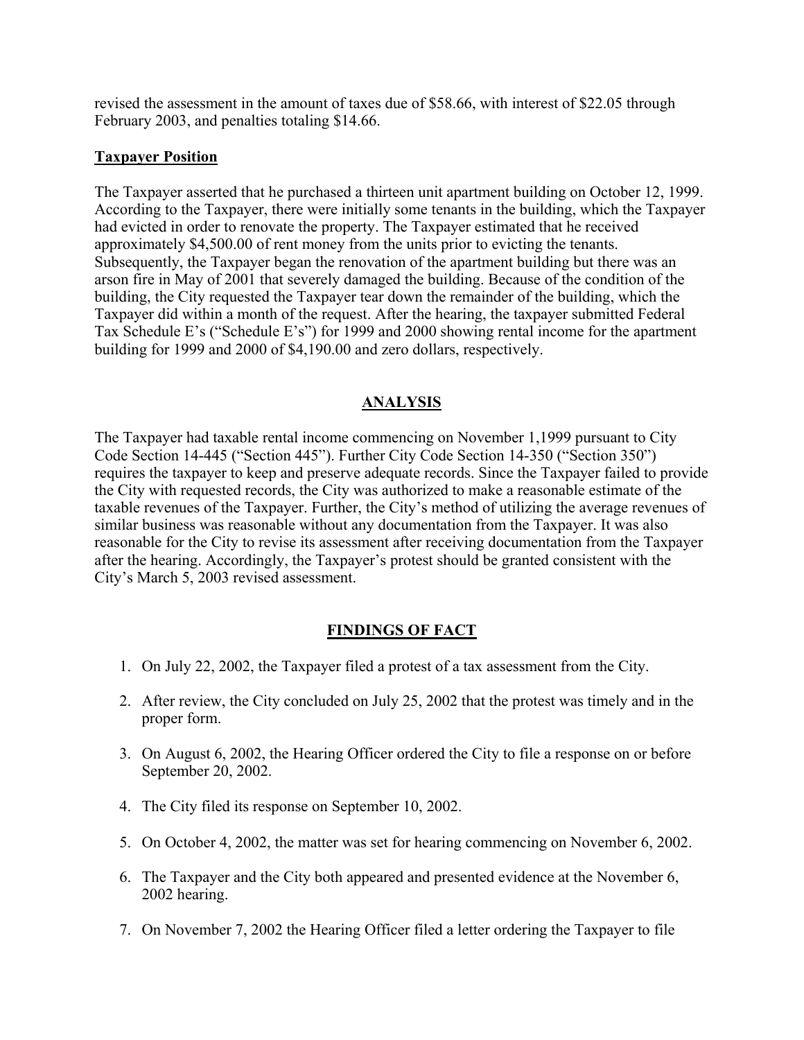revised the assessment in the amount of taxes due of $58.66, with interest of $22.05 through February 2003, and penalties totaling $14.66.

**Taxpayer Position**

The Taxpayer asserted that he purchased a thirteen unit apartment building on October 12, 1999. According to the Taxpayer, there were initially some tenants in the building, which the Taxpayer had evicted in order to renovate the property. The Taxpayer estimated that he received approximately $4,500.00 of rent money from the units prior to evicting the tenants. Subsequently, the Taxpayer began the renovation of the apartment building but there was an arson fire in May of 2001 that severely damaged the building. Because of the condition of the building, the City requested the Taxpayer tear down the remainder of the building, which the Taxpayer did within a month of the request. After the hearing, the taxpayer submitted Federal Tax Schedule E's ("Schedule E's") for 1999 and 2000 showing rental income for the apartment building for 1999 and 2000 of $4,190.00 and zero dollars, respectively.

## ANALYSIS

The Taxpayer had taxable rental income commencing on November 1,1999 pursuant to City Code Section 14-445 ("Section 445"). Further City Code Section 14-350 ("Section 350") requires the taxpayer to keep and preserve adequate records. Since the Taxpayer failed to provide the City with requested records, the City was authorized to make a reasonable estimate of the taxable revenues of the Taxpayer. Further, the City's method of utilizing the average revenues of similar business was reasonable without any documentation from the Taxpayer. It was also reasonable for the City to revise its assessment after receiving documentation from the Taxpayer after the hearing. Accordingly, the Taxpayer's protest should be granted consistent with the City's March 5, 2003 revised assessment.

## FINDINGS OF FACT

1. On July 22, 2002, the Taxpayer filed a protest of a tax assessment from the City.
2. After review, the City concluded on July 25, 2002 that the protest was timely and in the proper form.
3. On August 6, 2002, the Hearing Officer ordered the City to file a response on or before September 20, 2002.
4. The City filed its response on September 10, 2002.
5. On October 4, 2002, the matter was set for hearing commencing on November 6, 2002.
6. The Taxpayer and the City both appeared and presented evidence at the November 6, 2002 hearing.
7. On November 7, 2002 the Hearing Officer filed a letter ordering the Taxpayer to file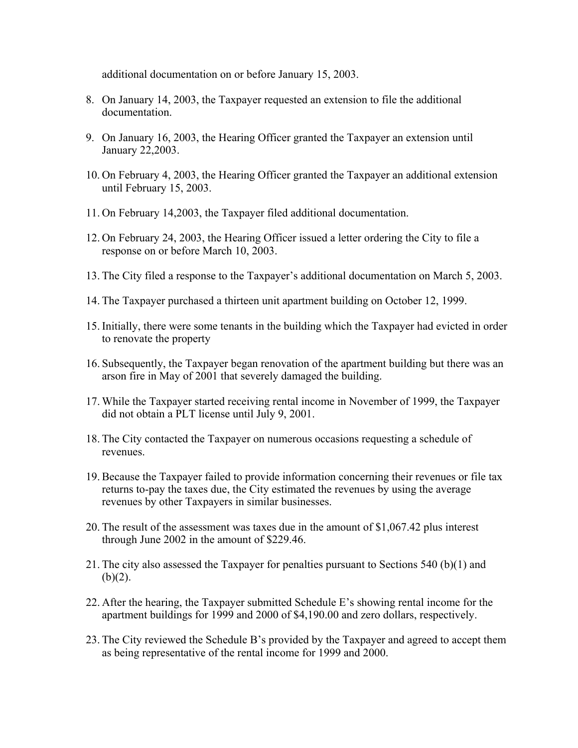additional documentation on or before January 15, 2003.

8. On January 14, 2003, the Taxpayer requested an extension to file the additional documentation.

9. On January 16, 2003, the Hearing Officer granted the Taxpayer an extension until January 22,2003.

10. On February 4, 2003, the Hearing Officer granted the Taxpayer an additional extension until February 15, 2003.

11. On February 14,2003, the Taxpayer filed additional documentation.

12. On February 24, 2003, the Hearing Officer issued a letter ordering the City to file a response on or before March 10, 2003.

13. The City filed a response to the Taxpayer's additional documentation on March 5, 2003.

14. The Taxpayer purchased a thirteen unit apartment building on October 12, 1999.

15. Initially, there were some tenants in the building which the Taxpayer had evicted in order to renovate the property

16. Subsequently, the Taxpayer began renovation of the apartment building but there was an arson fire in May of 2001 that severely damaged the building.

17. While the Taxpayer started receiving rental income in November of 1999, the Taxpayer did not obtain a PLT license until July 9, 2001.

18. The City contacted the Taxpayer on numerous occasions requesting a schedule of revenues.

19. Because the Taxpayer failed to provide information concerning their revenues or file tax returns to-pay the taxes due, the City estimated the revenues by using the average revenues by other Taxpayers in similar businesses.

20. The result of the assessment was taxes due in the amount of $1,067.42 plus interest through June 2002 in the amount of $229.46.

21. The city also assessed the Taxpayer for penalties pursuant to Sections 540 (b)(1) and (b)(2).

22. After the hearing, the Taxpayer submitted Schedule E's showing rental income for the apartment buildings for 1999 and 2000 of $4,190.00 and zero dollars, respectively.

23. The City reviewed the Schedule B's provided by the Taxpayer and agreed to accept them as being representative of the rental income for 1999 and 2000.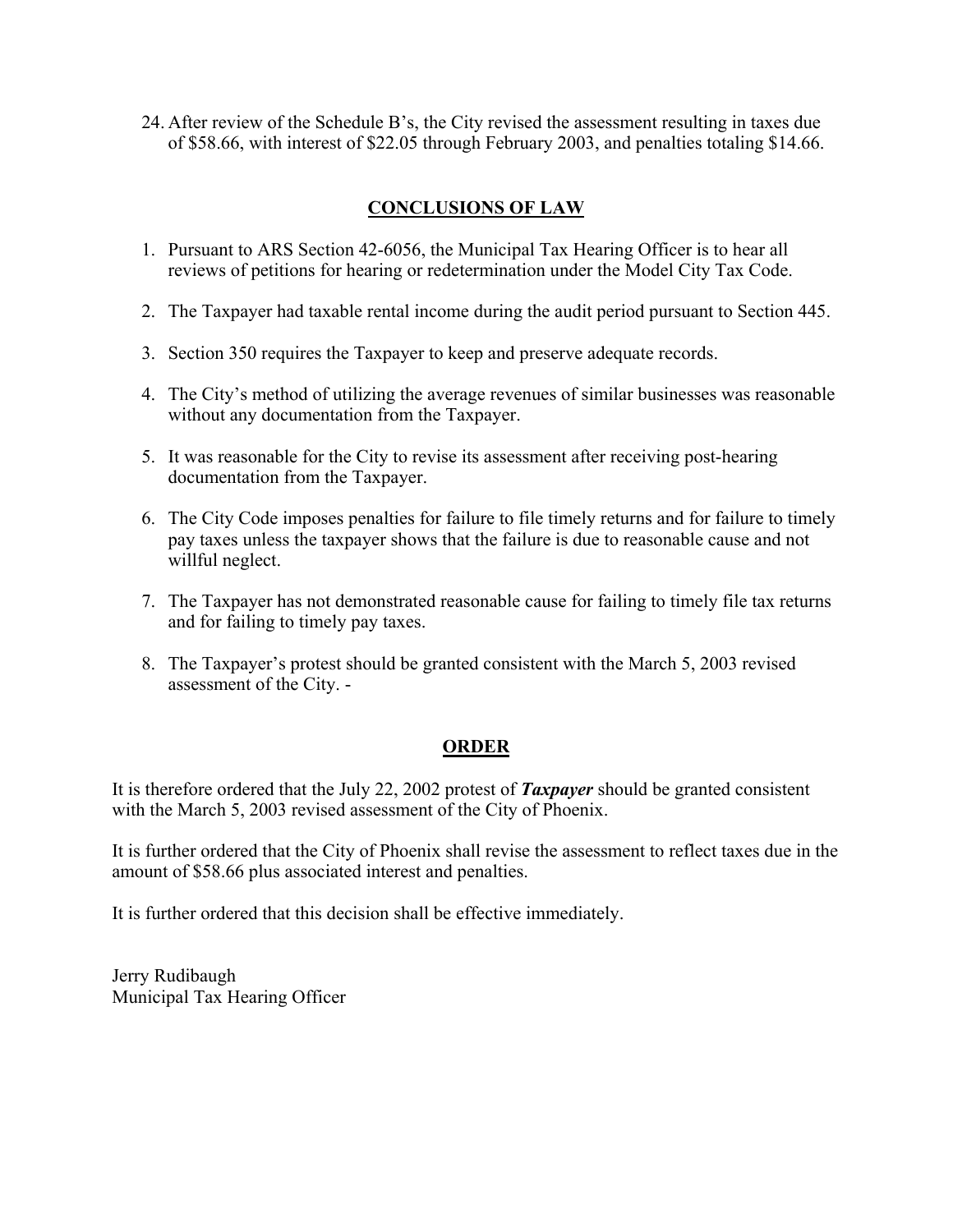24. After review of the Schedule B's, the City revised the assessment resulting in taxes due of $58.66, with interest of $22.05 through February 2003, and penalties totaling $14.66.

## CONCLUSIONS OF LAW

1. Pursuant to ARS Section 42-6056, the Municipal Tax Hearing Officer is to hear all reviews of petitions for hearing or redetermination under the Model City Tax Code.
2. The Taxpayer had taxable rental income during the audit period pursuant to Section 445.
3. Section 350 requires the Taxpayer to keep and preserve adequate records.
4. The City's method of utilizing the average revenues of similar businesses was reasonable without any documentation from the Taxpayer.
5. It was reasonable for the City to revise its assessment after receiving post-hearing documentation from the Taxpayer.
6. The City Code imposes penalties for failure to file timely returns and for failure to timely pay taxes unless the taxpayer shows that the failure is due to reasonable cause and not willful neglect.
7. The Taxpayer has not demonstrated reasonable cause for failing to timely file tax returns and for failing to timely pay taxes.
8. The Taxpayer's protest should be granted consistent with the March 5, 2003 revised assessment of the City. -

## ORDER

It is therefore ordered that the July 22, 2002 protest of ***Taxpayer*** should be granted consistent with the March 5, 2003 revised assessment of the City of Phoenix.

It is further ordered that the City of Phoenix shall revise the assessment to reflect taxes due in the amount of $58.66 plus associated interest and penalties.

It is further ordered that this decision shall be effective immediately.

Jerry Rudibaugh
Municipal Tax Hearing Officer